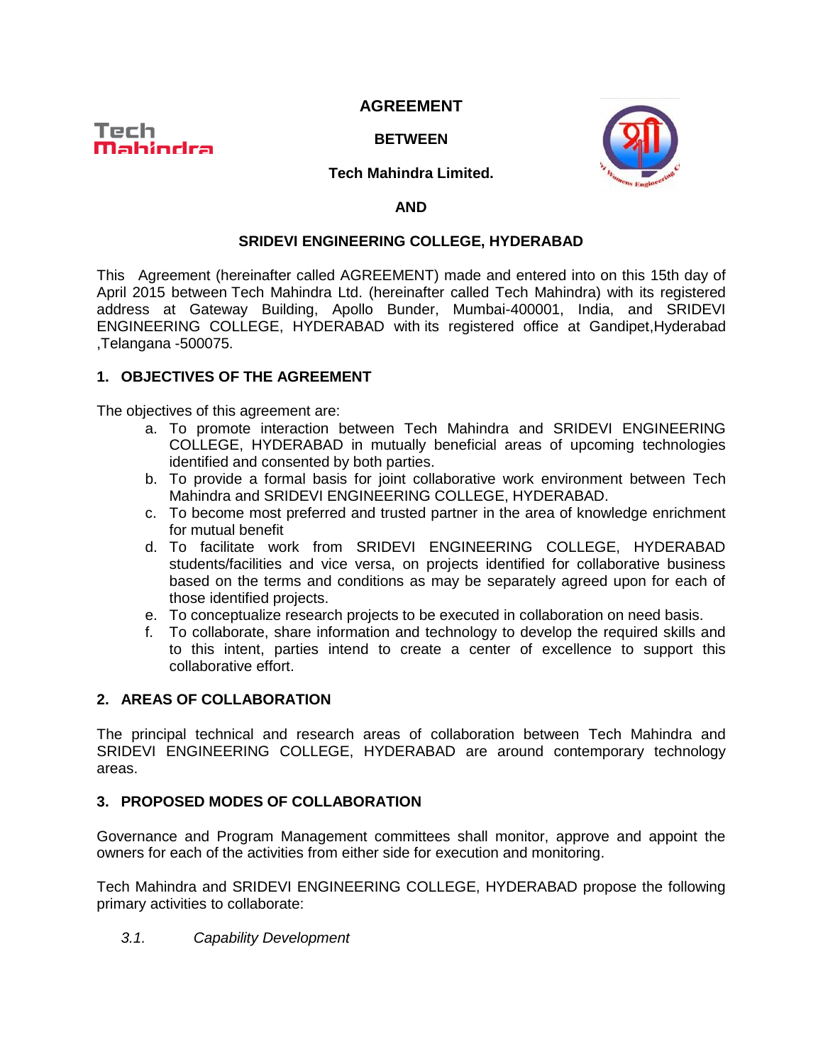# AGREEMENT

**BETWEEN**

**Tech Mahindra Limited.**

**AND**

**SRIDEVI ENGINEERING COLLEGE, HYDERABAD**

This Agreement (hereinafter called AGREEMENT) made and entered into on this 15th day of April 2015 between Tech Mahindra Ltd. (hereinafter called Tech Mahindra) with its registered address at Gateway Building, Apollo Bunder, Mumbai-400001, India, and SRIDEVI ENGINEERING COLLEGE, HYDERABAD with its registered office at Gandipet,Hyderabad ,Telangana -500075.

## 1. OBJECTIVES OF THE AGREEMENT

The objectives of this agreement are:

a. To promote interaction between Tech Mahindra and SRIDEVI ENGINEERING COLLEGE, HYDERABAD in mutually beneficial areas of upcoming technologies identified and consented by both parties.
b. To provide a formal basis for joint collaborative work environment between Tech Mahindra and SRIDEVI ENGINEERING COLLEGE, HYDERABAD.
c. To become most preferred and trusted partner in the area of knowledge enrichment for mutual benefit
d. To facilitate work from SRIDEVI ENGINEERING COLLEGE, HYDERABAD students/facilities and vice versa, on projects identified for collaborative business based on the terms and conditions as may be separately agreed upon for each of those identified projects.
e. To conceptualize research projects to be executed in collaboration on need basis.
f. To collaborate, share information and technology to develop the required skills and to this intent, parties intend to create a center of excellence to support this collaborative effort.

## 2. AREAS OF COLLABORATION

The principal technical and research areas of collaboration between Tech Mahindra and SRIDEVI ENGINEERING COLLEGE, HYDERABAD are around contemporary technology areas.

## 3. PROPOSED MODES OF COLLABORATION

Governance and Program Management committees shall monitor, approve and appoint the owners for each of the activities from either side for execution and monitoring.

Tech Mahindra and SRIDEVI ENGINEERING COLLEGE, HYDERABAD propose the following primary activities to collaborate:

*3.1. Capability Development*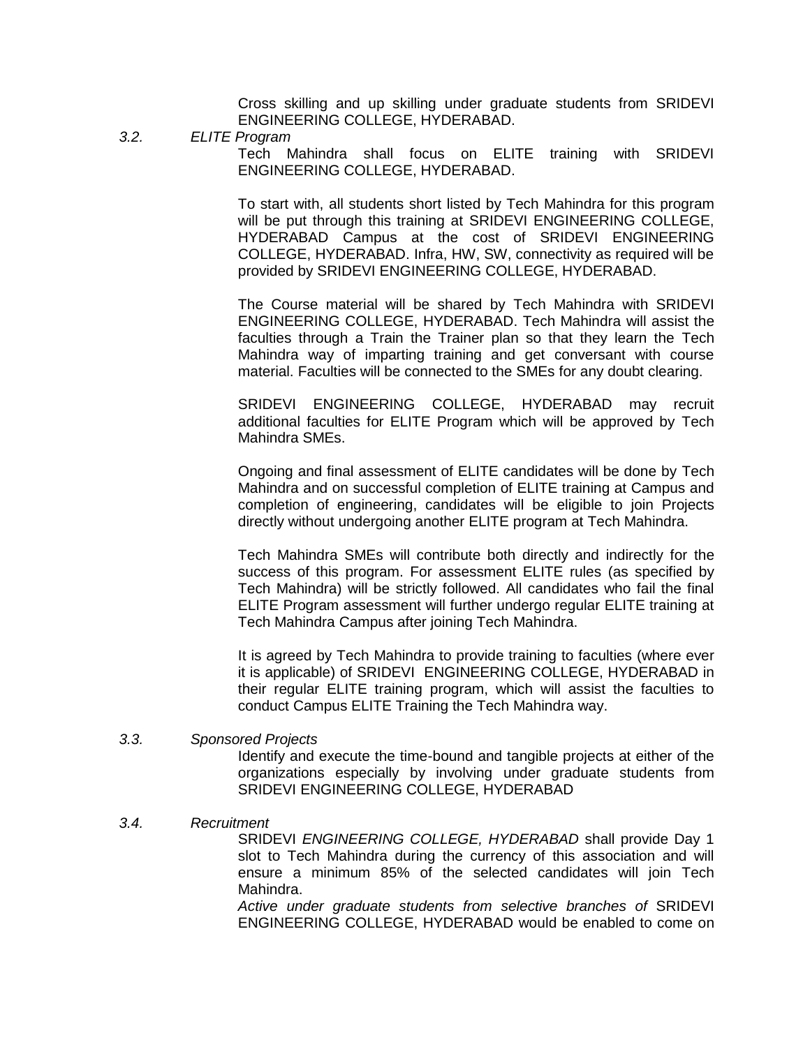Cross skilling and up skilling under graduate students from SRIDEVI ENGINEERING COLLEGE, HYDERABAD.

*3.2. ELITE Program*

Tech Mahindra shall focus on ELITE training with SRIDEVI ENGINEERING COLLEGE, HYDERABAD.

To start with, all students short listed by Tech Mahindra for this program will be put through this training at SRIDEVI ENGINEERING COLLEGE, HYDERABAD Campus at the cost of SRIDEVI ENGINEERING COLLEGE, HYDERABAD. Infra, HW, SW, connectivity as required will be provided by SRIDEVI ENGINEERING COLLEGE, HYDERABAD.

The Course material will be shared by Tech Mahindra with SRIDEVI ENGINEERING COLLEGE, HYDERABAD. Tech Mahindra will assist the faculties through a Train the Trainer plan so that they learn the Tech Mahindra way of imparting training and get conversant with course material. Faculties will be connected to the SMEs for any doubt clearing.

SRIDEVI ENGINEERING COLLEGE, HYDERABAD may recruit additional faculties for ELITE Program which will be approved by Tech Mahindra SMEs.

Ongoing and final assessment of ELITE candidates will be done by Tech Mahindra and on successful completion of ELITE training at Campus and completion of engineering, candidates will be eligible to join Projects directly without undergoing another ELITE program at Tech Mahindra.

Tech Mahindra SMEs will contribute both directly and indirectly for the success of this program. For assessment ELITE rules (as specified by Tech Mahindra) will be strictly followed. All candidates who fail the final ELITE Program assessment will further undergo regular ELITE training at Tech Mahindra Campus after joining Tech Mahindra.

It is agreed by Tech Mahindra to provide training to faculties (where ever it is applicable) of SRIDEVI ENGINEERING COLLEGE, HYDERABAD in their regular ELITE training program, which will assist the faculties to conduct Campus ELITE Training the Tech Mahindra way.

*3.3. Sponsored Projects*

Identify and execute the time-bound and tangible projects at either of the organizations especially by involving under graduate students from SRIDEVI ENGINEERING COLLEGE, HYDERABAD

*3.4. Recruitment*

SRIDEVI *ENGINEERING COLLEGE, HYDERABAD* shall provide Day 1 slot to Tech Mahindra during the currency of this association and will ensure a minimum 85% of the selected candidates will join Tech Mahindra.

*Active under graduate students from selective branches of* SRIDEVI ENGINEERING COLLEGE, HYDERABAD would be enabled to come on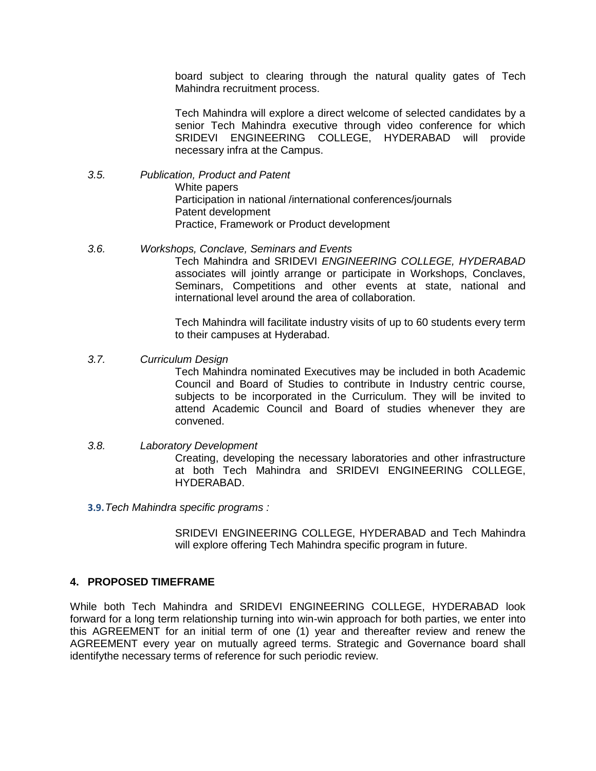board subject to clearing through the natural quality gates of Tech Mahindra recruitment process.

Tech Mahindra will explore a direct welcome of selected candidates by a senior Tech Mahindra executive through video conference for which SRIDEVI ENGINEERING COLLEGE, HYDERABAD will provide necessary infra at the Campus.

*3.5. Publication, Product and Patent*

White papers
Participation in national /international conferences/journals
Patent development
Practice, Framework or Product development

*3.6. Workshops, Conclave, Seminars and Events*

Tech Mahindra and SRIDEVI *ENGINEERING COLLEGE, HYDERABAD* associates will jointly arrange or participate in Workshops, Conclaves, Seminars, Competitions and other events at state, national and international level around the area of collaboration.

Tech Mahindra will facilitate industry visits of up to 60 students every term to their campuses at Hyderabad.

*3.7. Curriculum Design*

Tech Mahindra nominated Executives may be included in both Academic Council and Board of Studies to contribute in Industry centric course, subjects to be incorporated in the Curriculum. They will be invited to attend Academic Council and Board of studies whenever they are convened.

*3.8. Laboratory Development*

Creating, developing the necessary laboratories and other infrastructure at both Tech Mahindra and SRIDEVI ENGINEERING COLLEGE, HYDERABAD.

**3.9.** *Tech Mahindra specific programs :*

SRIDEVI ENGINEERING COLLEGE, HYDERABAD and Tech Mahindra will explore offering Tech Mahindra specific program in future.

## 4. PROPOSED TIMEFRAME

While both Tech Mahindra and SRIDEVI ENGINEERING COLLEGE, HYDERABAD look forward for a long term relationship turning into win-win approach for both parties, we enter into this AGREEMENT for an initial term of one (1) year and thereafter review and renew the AGREEMENT every year on mutually agreed terms. Strategic and Governance board shall identifythe necessary terms of reference for such periodic review.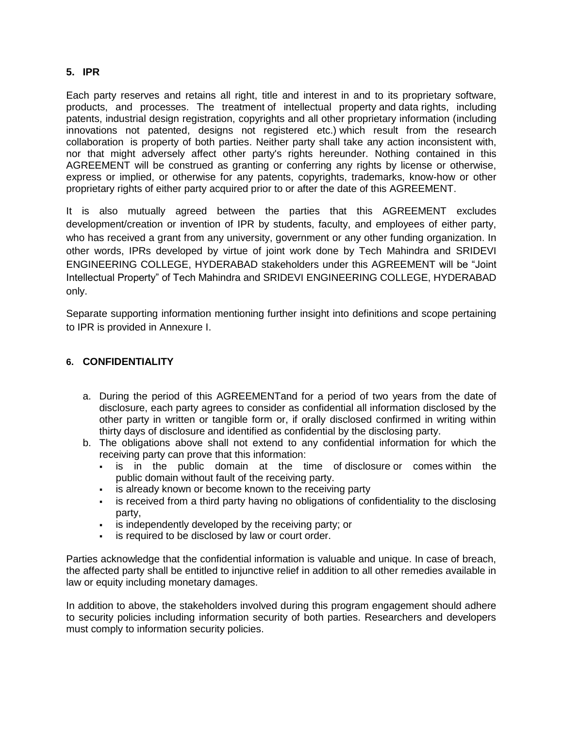## 5. IPR

Each party reserves and retains all right, title and interest in and to its proprietary software, products, and processes. The treatment of intellectual property and data rights, including patents, industrial design registration, copyrights and all other proprietary information (including innovations not patented, designs not registered etc.) which result from the research collaboration is property of both parties. Neither party shall take any action inconsistent with, nor that might adversely affect other party's rights hereunder. Nothing contained in this AGREEMENT will be construed as granting or conferring any rights by license or otherwise, express or implied, or otherwise for any patents, copyrights, trademarks, know-how or other proprietary rights of either party acquired prior to or after the date of this AGREEMENT.

It is also mutually agreed between the parties that this AGREEMENT excludes development/creation or invention of IPR by students, faculty, and employees of either party, who has received a grant from any university, government or any other funding organization. In other words, IPRs developed by virtue of joint work done by Tech Mahindra and SRIDEVI ENGINEERING COLLEGE, HYDERABAD stakeholders under this AGREEMENT will be "Joint Intellectual Property" of Tech Mahindra and SRIDEVI ENGINEERING COLLEGE, HYDERABAD only.

Separate supporting information mentioning further insight into definitions and scope pertaining to IPR is provided in Annexure I.

## 6. CONFIDENTIALITY

a. During the period of this AGREEMENTand for a period of two years from the date of disclosure, each party agrees to consider as confidential all information disclosed by the other party in written or tangible form or, if orally disclosed confirmed in writing within thirty days of disclosure and identified as confidential by the disclosing party.
b. The obligations above shall not extend to any confidential information for which the receiving party can prove that this information:
   - is in the public domain at the time of disclosure or comes within the public domain without fault of the receiving party.
   - is already known or become known to the receiving party
   - is received from a third party having no obligations of confidentiality to the disclosing party,
   - is independently developed by the receiving party; or
   - is required to be disclosed by law or court order.

Parties acknowledge that the confidential information is valuable and unique. In case of breach, the affected party shall be entitled to injunctive relief in addition to all other remedies available in law or equity including monetary damages.

In addition to above, the stakeholders involved during this program engagement should adhere to security policies including information security of both parties. Researchers and developers must comply to information security policies.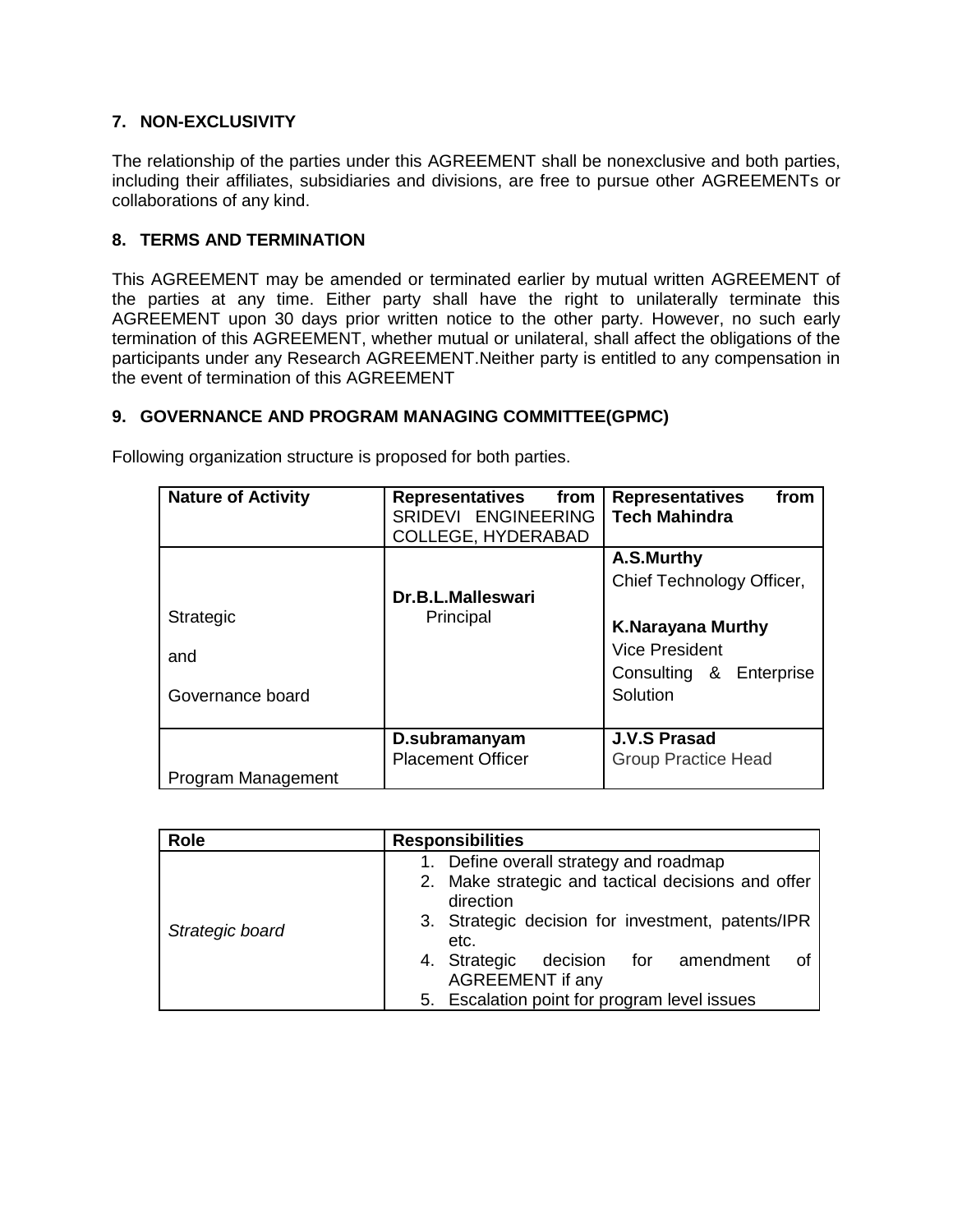## 7. NON-EXCLUSIVITY

The relationship of the parties under this AGREEMENT shall be nonexclusive and both parties, including their affiliates, subsidiaries and divisions, are free to pursue other AGREEMENTs or collaborations of any kind.

## 8. TERMS AND TERMINATION

This AGREEMENT may be amended or terminated earlier by mutual written AGREEMENT of the parties at any time. Either party shall have the right to unilaterally terminate this AGREEMENT upon 30 days prior written notice to the other party. However, no such early termination of this AGREEMENT, whether mutual or unilateral, shall affect the obligations of the participants under any Research AGREEMENT.Neither party is entitled to any compensation in the event of termination of this AGREEMENT

## 9. GOVERNANCE AND PROGRAM MANAGING COMMITTEE(GPMC)

Following organization structure is proposed for both parties.

| **Nature of Activity** | **Representatives from** SRIDEVI ENGINEERING COLLEGE, HYDERABAD | **Representatives from Tech Mahindra** |
|---|---|---|
| Strategic and Governance board | **Dr.B.L.Malleswari** Principal | **A.S.Murthy** Chief Technology Officer, **K.Narayana Murthy** Vice President Consulting & Enterprise Solution |
| Program Management | **D.subramanyam** Placement Officer | **J.V.S Prasad** Group Practice Head |

| **Role** | **Responsibilities** |
|---|---|
| *Strategic board* | 1. Define overall strategy and roadmap<br>2. Make strategic and tactical decisions and offer direction<br>3. Strategic decision for investment, patents/IPR etc.<br>4. Strategic decision for amendment of AGREEMENT if any<br>5. Escalation point for program level issues |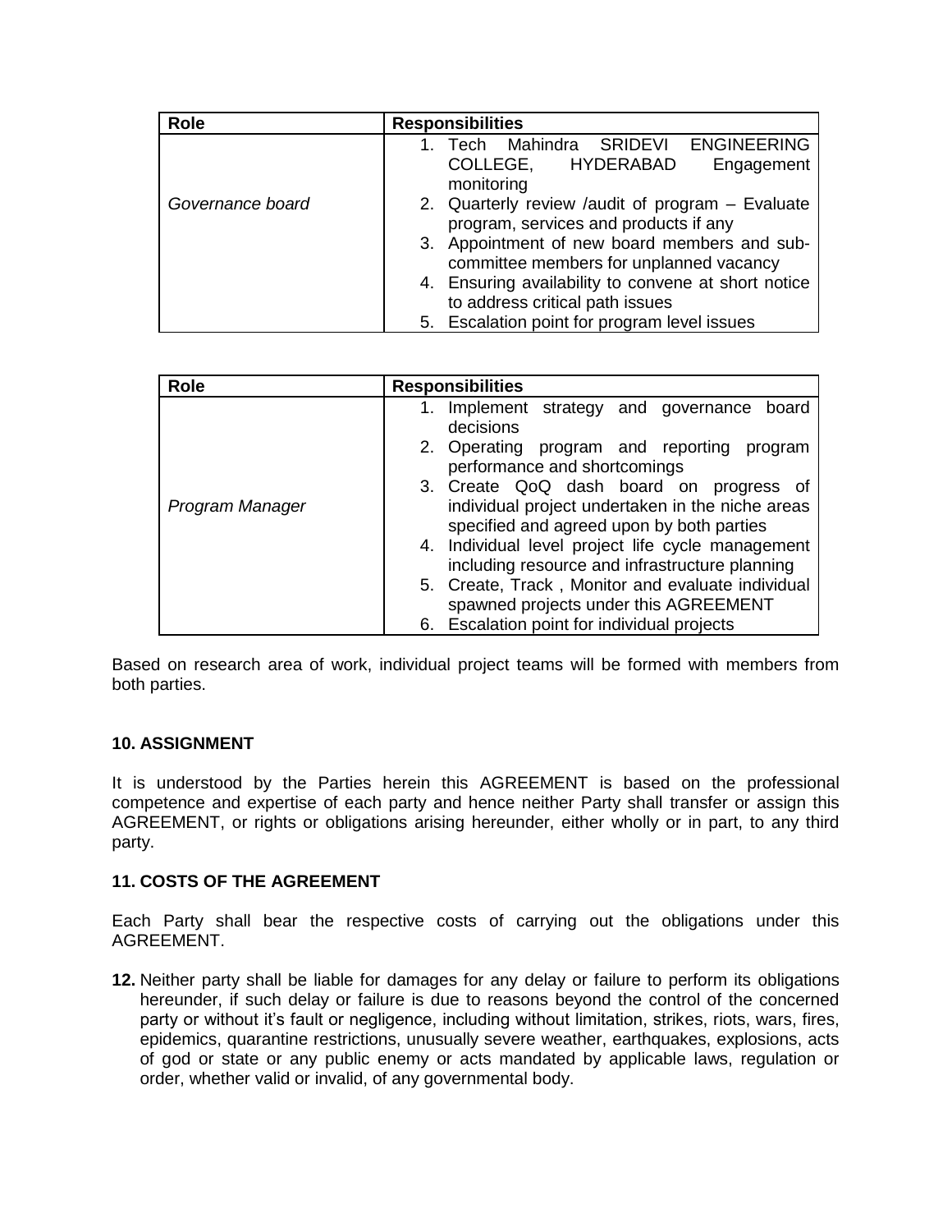| Role | Responsibilities |
|---|---|
| *Governance board* | 1. Tech Mahindra SRIDEVI ENGINEERING COLLEGE, HYDERABAD Engagement monitoring<br>2. Quarterly review /audit of program – Evaluate program, services and products if any<br>3. Appointment of new board members and sub-committee members for unplanned vacancy<br>4. Ensuring availability to convene at short notice to address critical path issues<br>5. Escalation point for program level issues |

| Role | Responsibilities |
|---|---|
| *Program Manager* | 1. Implement strategy and governance board decisions<br>2. Operating program and reporting program performance and shortcomings<br>3. Create QoQ dash board on progress of individual project undertaken in the niche areas specified and agreed upon by both parties<br>4. Individual level project life cycle management including resource and infrastructure planning<br>5. Create, Track , Monitor and evaluate individual spawned projects under this AGREEMENT<br>6. Escalation point for individual projects |

Based on research area of work, individual project teams will be formed with members from both parties.

**10. ASSIGNMENT**

It is understood by the Parties herein this AGREEMENT is based on the professional competence and expertise of each party and hence neither Party shall transfer or assign this AGREEMENT, or rights or obligations arising hereunder, either wholly or in part, to any third party.

**11. COSTS OF THE AGREEMENT**

Each Party shall bear the respective costs of carrying out the obligations under this AGREEMENT.

**12.** Neither party shall be liable for damages for any delay or failure to perform its obligations hereunder, if such delay or failure is due to reasons beyond the control of the concerned party or without it's fault or negligence, including without limitation, strikes, riots, wars, fires, epidemics, quarantine restrictions, unusually severe weather, earthquakes, explosions, acts of god or state or any public enemy or acts mandated by applicable laws, regulation or order, whether valid or invalid, of any governmental body.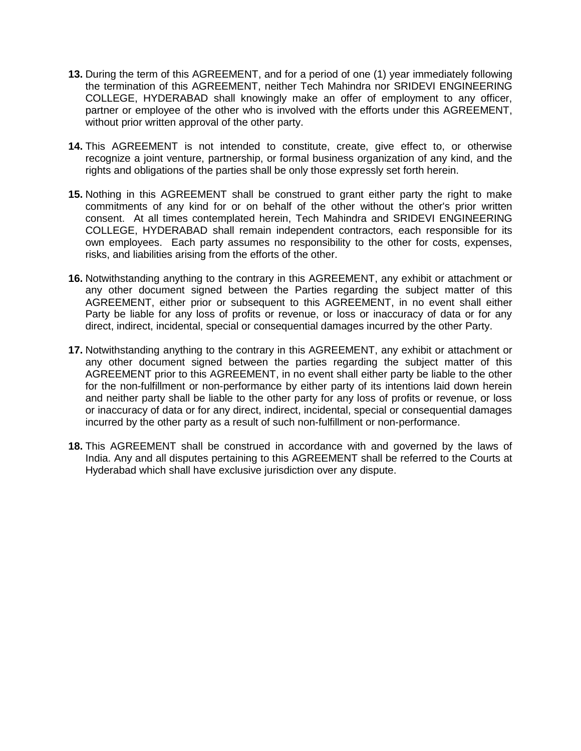**13.** During the term of this AGREEMENT, and for a period of one (1) year immediately following the termination of this AGREEMENT, neither Tech Mahindra nor SRIDEVI ENGINEERING COLLEGE, HYDERABAD shall knowingly make an offer of employment to any officer, partner or employee of the other who is involved with the efforts under this AGREEMENT, without prior written approval of the other party.

**14.** This AGREEMENT is not intended to constitute, create, give effect to, or otherwise recognize a joint venture, partnership, or formal business organization of any kind, and the rights and obligations of the parties shall be only those expressly set forth herein.

**15.** Nothing in this AGREEMENT shall be construed to grant either party the right to make commitments of any kind for or on behalf of the other without the other's prior written consent. At all times contemplated herein, Tech Mahindra and SRIDEVI ENGINEERING COLLEGE, HYDERABAD shall remain independent contractors, each responsible for its own employees. Each party assumes no responsibility to the other for costs, expenses, risks, and liabilities arising from the efforts of the other.

**16.** Notwithstanding anything to the contrary in this AGREEMENT, any exhibit or attachment or any other document signed between the Parties regarding the subject matter of this AGREEMENT, either prior or subsequent to this AGREEMENT, in no event shall either Party be liable for any loss of profits or revenue, or loss or inaccuracy of data or for any direct, indirect, incidental, special or consequential damages incurred by the other Party.

**17.** Notwithstanding anything to the contrary in this AGREEMENT, any exhibit or attachment or any other document signed between the parties regarding the subject matter of this AGREEMENT prior to this AGREEMENT, in no event shall either party be liable to the other for the non-fulfillment or non-performance by either party of its intentions laid down herein and neither party shall be liable to the other party for any loss of profits or revenue, or loss or inaccuracy of data or for any direct, indirect, incidental, special or consequential damages incurred by the other party as a result of such non-fulfillment or non-performance.

**18.** This AGREEMENT shall be construed in accordance with and governed by the laws of India. Any and all disputes pertaining to this AGREEMENT shall be referred to the Courts at Hyderabad which shall have exclusive jurisdiction over any dispute.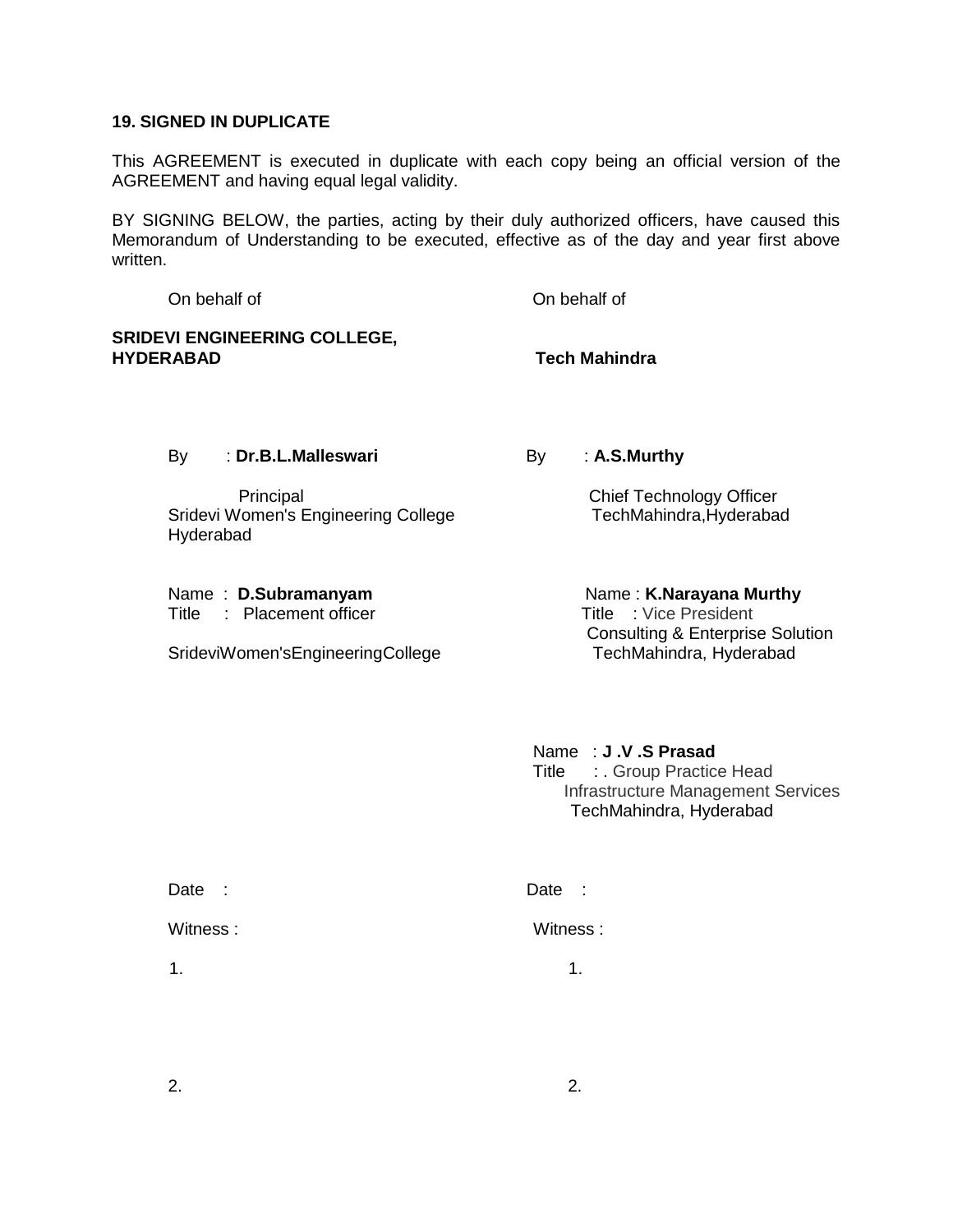**19. SIGNED IN DUPLICATE**

This AGREEMENT is executed in duplicate with each copy being an official version of the AGREEMENT and having equal legal validity.

BY SIGNING BELOW, the parties, acting by their duly authorized officers, have caused this Memorandum of Understanding to be executed, effective as of the day and year first above written.

On behalf of

**SRIDEVI ENGINEERING COLLEGE, HYDERABAD**

By : **Dr.B.L.Malleswari**

Principal
Sridevi Women's Engineering College
Hyderabad

Name : **D.Subramanyam**
Title : Placement officer

SrideviWomen'sEngineeringCollege

Date :

Witness :

1.

2.

On behalf of

**Tech Mahindra**

By : **A.S.Murthy**

Chief Technology Officer
TechMahindra,Hyderabad

Name : **K.Narayana Murthy**
Title : Vice President
Consulting & Enterprise Solution
TechMahindra, Hyderabad

Name : **J .V .S Prasad**
Title : . Group Practice Head
Infrastructure Management Services
TechMahindra, Hyderabad

Date :

Witness :

1.

2.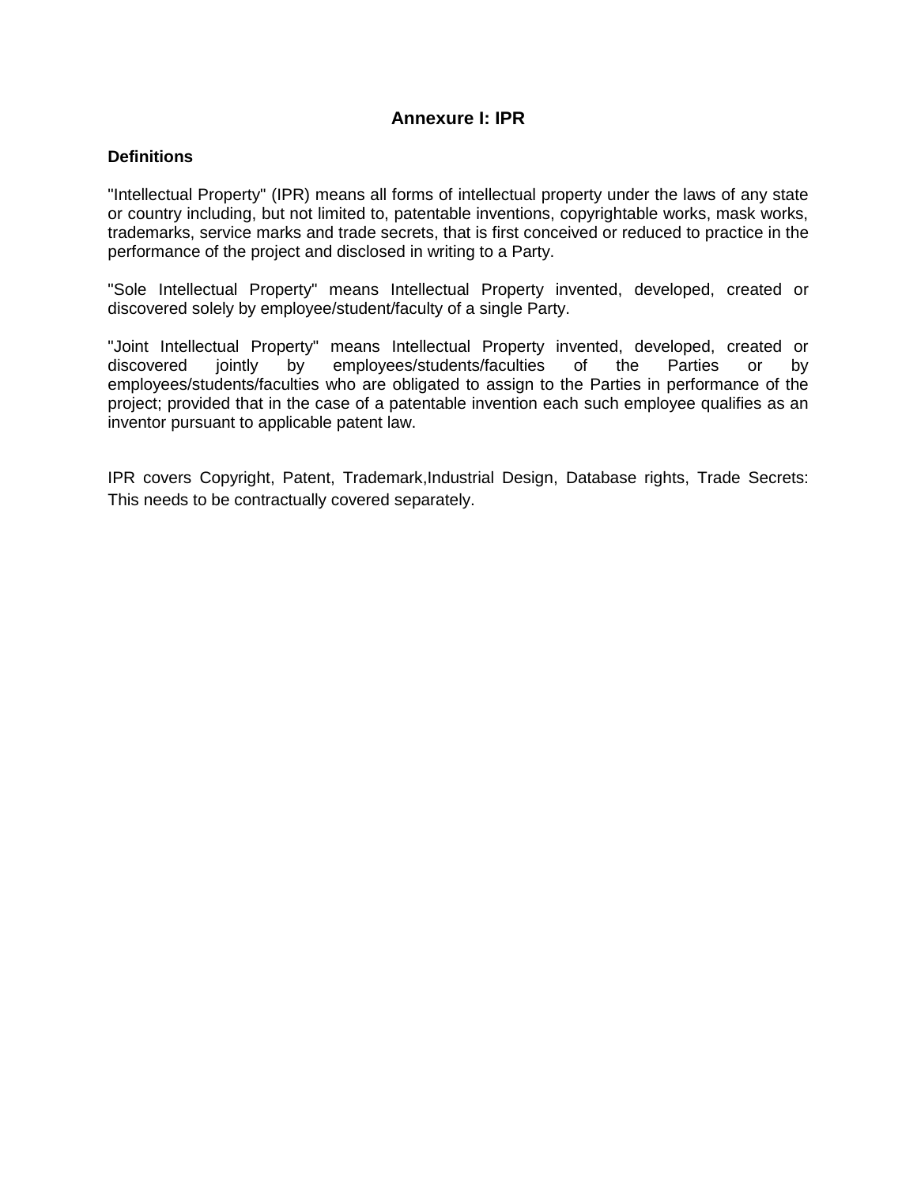# Annexure I: IPR

**Definitions**

"Intellectual Property" (IPR) means all forms of intellectual property under the laws of any state or country including, but not limited to, patentable inventions, copyrightable works, mask works, trademarks, service marks and trade secrets, that is first conceived or reduced to practice in the performance of the project and disclosed in writing to a Party.

"Sole Intellectual Property" means Intellectual Property invented, developed, created or discovered solely by employee/student/faculty of a single Party.

"Joint Intellectual Property" means Intellectual Property invented, developed, created or discovered jointly by employees/students/faculties of the Parties or by employees/students/faculties who are obligated to assign to the Parties in performance of the project; provided that in the case of a patentable invention each such employee qualifies as an inventor pursuant to applicable patent law.

IPR covers Copyright, Patent, Trademark,Industrial Design, Database rights, Trade Secrets: This needs to be contractually covered separately.